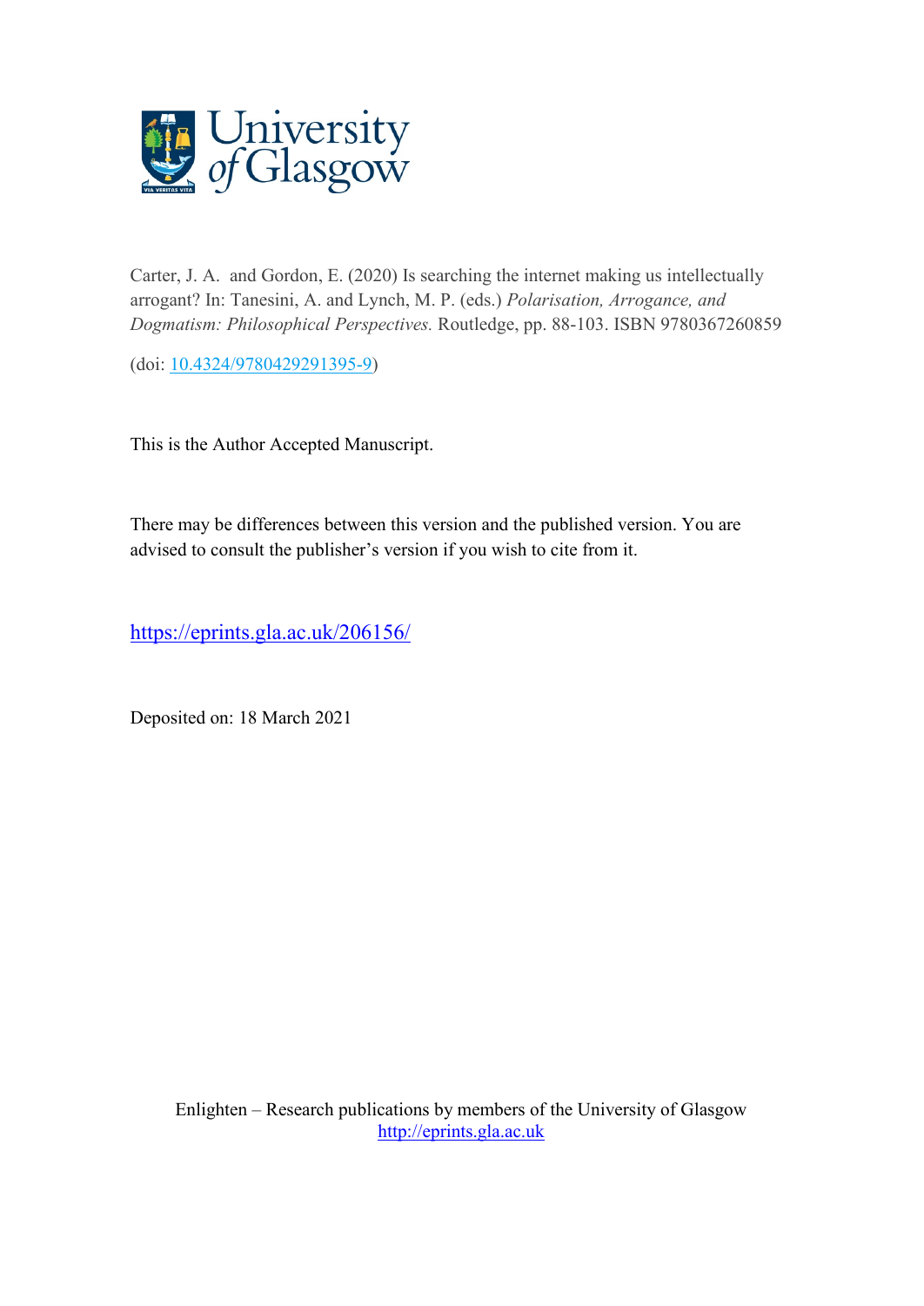University of Glasgow

Carter, J. A. and Gordon, E. (2020) Is searching the internet making us intellectually arrogant? In: Tanesini, A. and Lynch, M. P. (eds.) *Polarisation, Arrogance, and Dogmatism: Philosophical Perspectives.* Routledge, pp. 88-103. ISBN 9780367260859

(doi: [10.4324/9780429291395-9](https://doi.org/10.4324/9780429291395-9))

This is the Author Accepted Manuscript.

There may be differences between this version and the published version. You are advised to consult the publisher's version if you wish to cite from it.

https://eprints.gla.ac.uk/206156/

Deposited on: 18 March 2021

Enlighten – Research publications by members of the University of Glasgow
http://eprints.gla.ac.uk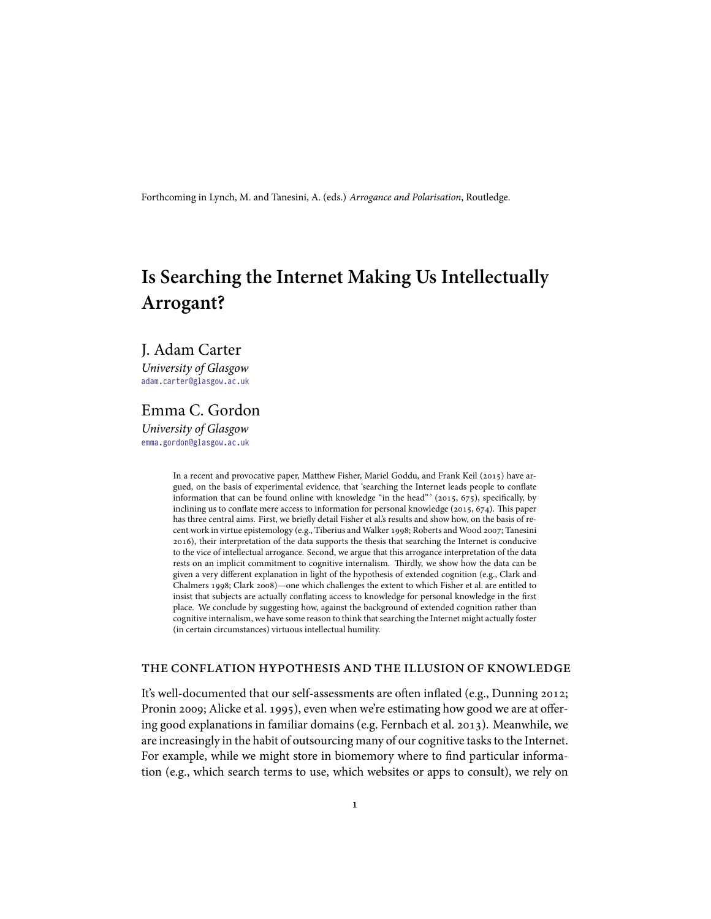Forthcoming in Lynch, M. and Tanesini, A. (eds.) *Arrogance and Polarisation*, Routledge.

# Is Searching the Internet Making Us Intellectually Arrogant?

J. Adam Carter
*University of Glasgow*
adam.carter@glasgow.ac.uk

Emma C. Gordon
*University of Glasgow*
emma.gordon@glasgow.ac.uk

> In a recent and provocative paper, Matthew Fisher, Mariel Goddu, and Frank Keil (2015) have argued, on the basis of experimental evidence, that 'searching the Internet leads people to conflate information that can be found online with knowledge "in the head"' (2015, 675), specifically, by inclining us to conflate mere access to information for personal knowledge (2015, 674). This paper has three central aims. First, we briefly detail Fisher et al.'s results and show how, on the basis of recent work in virtue epistemology (e.g., Tiberius and Walker 1998; Roberts and Wood 2007; Tanesini 2016), their interpretation of the data supports the thesis that searching the Internet is conducive to the vice of intellectual arrogance. Second, we argue that this arrogance interpretation of the data rests on an implicit commitment to cognitive internalism. Thirdly, we show how the data can be given a very different explanation in light of the hypothesis of extended cognition (e.g., Clark and Chalmers 1998; Clark 2008)—one which challenges the extent to which Fisher et al. are entitled to insist that subjects are actually conflating access to knowledge for personal knowledge in the first place. We conclude by suggesting how, against the background of extended cognition rather than cognitive internalism, we have some reason to think that searching the Internet might actually foster (in certain circumstances) virtuous intellectual humility.

## The Conflation Hypothesis and the Illusion of Knowledge

It's well-documented that our self-assessments are often inflated (e.g., Dunning 2012; Pronin 2009; Alicke et al. 1995), even when we're estimating how good we are at offering good explanations in familiar domains (e.g. Fernbach et al. 2013). Meanwhile, we are increasingly in the habit of outsourcing many of our cognitive tasks to the Internet. For example, while we might store in biomemory where to find particular information (e.g., which search terms to use, which websites or apps to consult), we rely on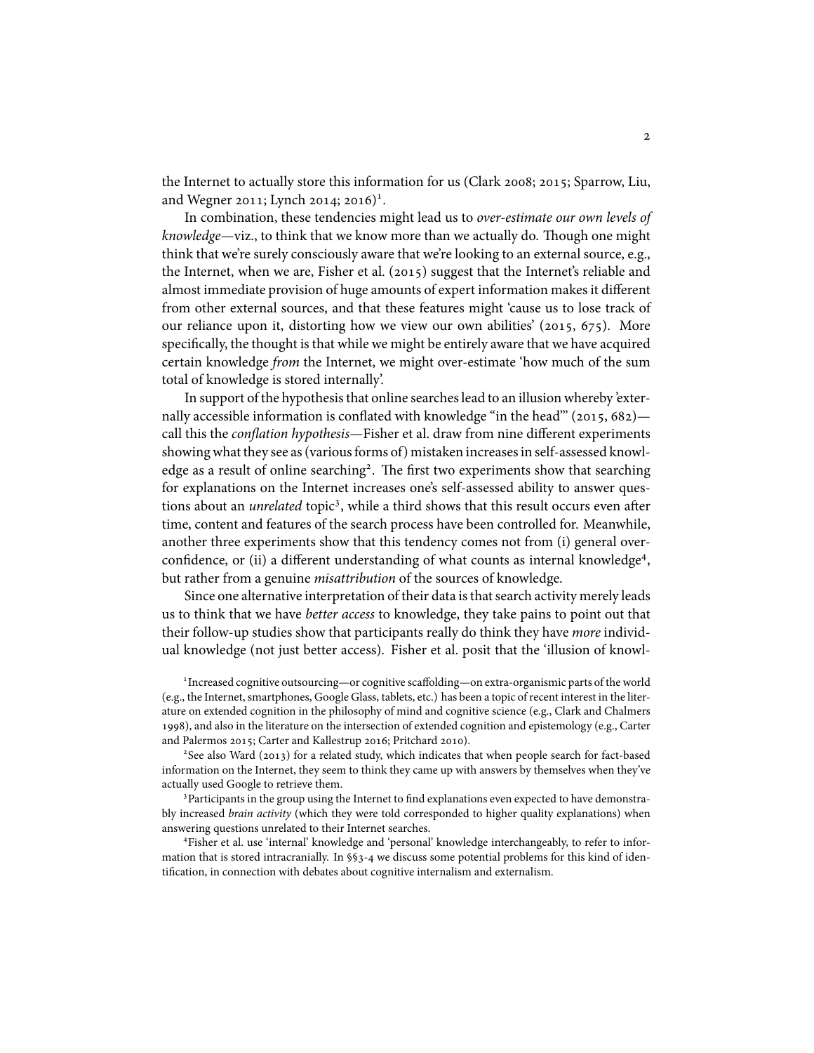the Internet to actually store this information for us (Clark 2008; 2015; Sparrow, Liu, and Wegner 2011; Lynch 2014; 2016)[1].

In combination, these tendencies might lead us to *over-estimate our own levels of knowledge*—viz., to think that we know more than we actually do. Though one might think that we're surely consciously aware that we're looking to an external source, e.g., the Internet, when we are, Fisher et al. (2015) suggest that the Internet's reliable and almost immediate provision of huge amounts of expert information makes it different from other external sources, and that these features might 'cause us to lose track of our reliance upon it, distorting how we view our own abilities' (2015, 675). More specifically, the thought is that while we might be entirely aware that we have acquired certain knowledge *from* the Internet, we might over-estimate 'how much of the sum total of knowledge is stored internally'.

In support of the hypothesis that online searches lead to an illusion whereby 'externally accessible information is conflated with knowledge "in the head"' (2015, 682)—call this the *conflation hypothesis*—Fisher et al. draw from nine different experiments showing what they see as (various forms of) mistaken increases in self-assessed knowledge as a result of online searching[2]. The first two experiments show that searching for explanations on the Internet increases one's self-assessed ability to answer questions about an *unrelated* topic[3], while a third shows that this result occurs even after time, content and features of the search process have been controlled for. Meanwhile, another three experiments show that this tendency comes not from (i) general over-confidence, or (ii) a different understanding of what counts as internal knowledge[4], but rather from a genuine *misattribution* of the sources of knowledge.

Since one alternative interpretation of their data is that search activity merely leads us to think that we have *better access* to knowledge, they take pains to point out that their follow-up studies show that participants really do think they have *more* individual knowledge (not just better access). Fisher et al. posit that the 'illusion of knowl-

[1] Increased cognitive outsourcing—or cognitive scaffolding—on extra-organismic parts of the world (e.g., the Internet, smartphones, Google Glass, tablets, etc.) has been a topic of recent interest in the literature on extended cognition in the philosophy of mind and cognitive science (e.g., Clark and Chalmers 1998), and also in the literature on the intersection of extended cognition and epistemology (e.g., Carter and Palermos 2015; Carter and Kallestrup 2016; Pritchard 2010).

[2] See also Ward (2013) for a related study, which indicates that when people search for fact-based information on the Internet, they seem to think they came up with answers by themselves when they've actually used Google to retrieve them.

[3] Participants in the group using the Internet to find explanations even expected to have demonstrably increased *brain activity* (which they were told corresponded to higher quality explanations) when answering questions unrelated to their Internet searches.

[4] Fisher et al. use 'internal' knowledge and 'personal' knowledge interchangeably, to refer to information that is stored intracranially. In §§3-4 we discuss some potential problems for this kind of identification, in connection with debates about cognitive internalism and externalism.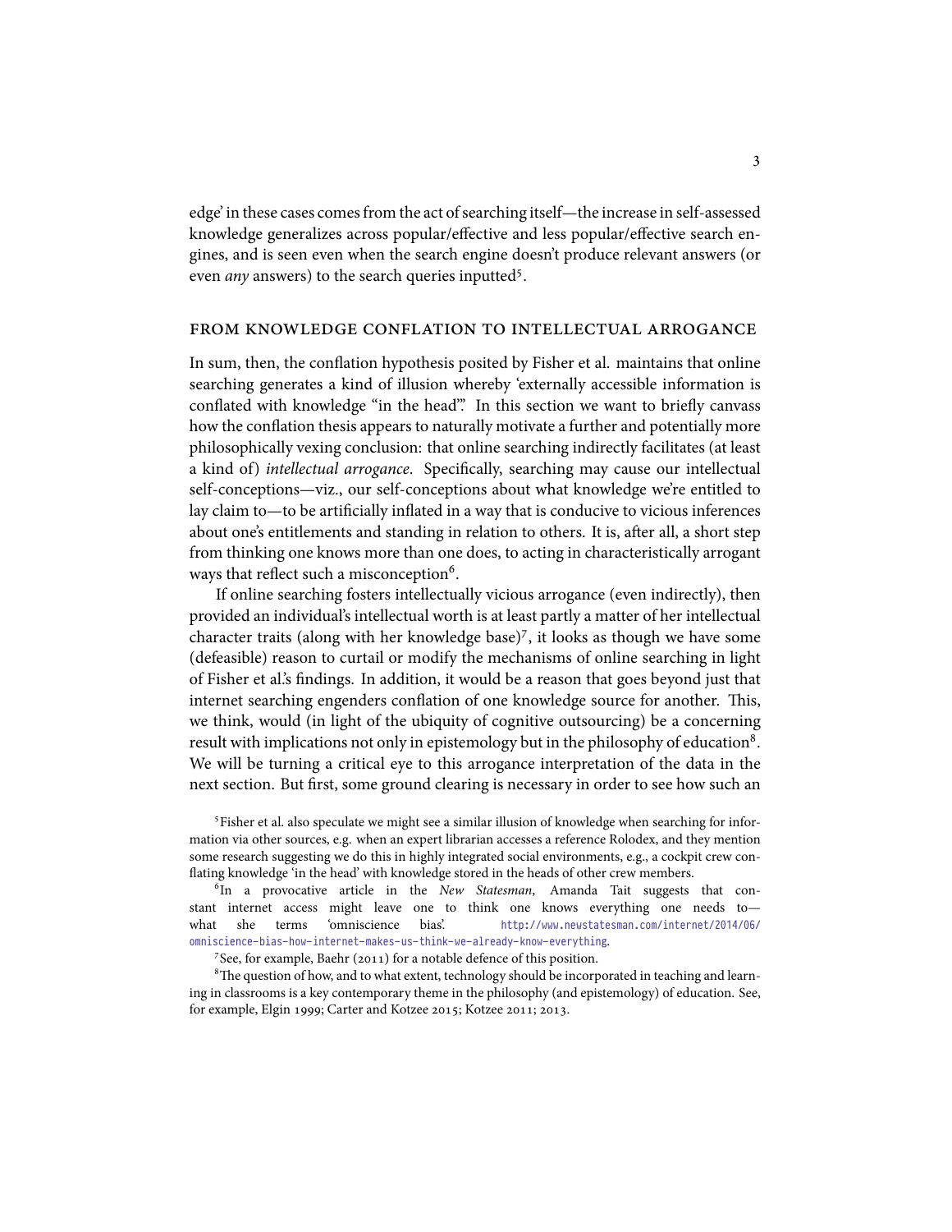edge' in these cases comes from the act of searching itself—the increase in self-assessed knowledge generalizes across popular/effective and less popular/effective search engines, and is seen even when the search engine doesn't produce relevant answers (or even *any* answers) to the search queries inputted[5].

## FROM KNOWLEDGE CONFLATION TO INTELLECTUAL ARROGANCE

In sum, then, the conflation hypothesis posited by Fisher et al. maintains that online searching generates a kind of illusion whereby 'externally accessible information is conflated with knowledge "in the head"'. In this section we want to briefly canvass how the conflation thesis appears to naturally motivate a further and potentially more philosophically vexing conclusion: that online searching indirectly facilitates (at least a kind of) *intellectual arrogance*. Specifically, searching may cause our intellectual self-conceptions—viz., our self-conceptions about what knowledge we're entitled to lay claim to—to be artificially inflated in a way that is conducive to vicious inferences about one's entitlements and standing in relation to others. It is, after all, a short step from thinking one knows more than one does, to acting in characteristically arrogant ways that reflect such a misconception[6].

If online searching fosters intellectually vicious arrogance (even indirectly), then provided an individual's intellectual worth is at least partly a matter of her intellectual character traits (along with her knowledge base)[7], it looks as though we have some (defeasible) reason to curtail or modify the mechanisms of online searching in light of Fisher et al.'s findings. In addition, it would be a reason that goes beyond just that internet searching engenders conflation of one knowledge source for another. This, we think, would (in light of the ubiquity of cognitive outsourcing) be a concerning result with implications not only in epistemology but in the philosophy of education[8]. We will be turning a critical eye to this arrogance interpretation of the data in the next section. But first, some ground clearing is necessary in order to see how such an

[5] Fisher et al. also speculate we might see a similar illusion of knowledge when searching for information via other sources, e.g. when an expert librarian accesses a reference Rolodex, and they mention some research suggesting we do this in highly integrated social environments, e.g., a cockpit crew conflating knowledge 'in the head' with knowledge stored in the heads of other crew members.

[6] In a provocative article in the *New Statesman*, Amanda Tait suggests that constant internet access might leave one to think one knows everything one needs to—what she terms 'omniscience bias'. http://www.newstatesman.com/internet/2014/06/omniscience-bias-how-internet-makes-us-think-we-already-know-everything.

[7] See, for example, Baehr (2011) for a notable defence of this position.

[8] The question of how, and to what extent, technology should be incorporated in teaching and learning in classrooms is a key contemporary theme in the philosophy (and epistemology) of education. See, for example, Elgin 1999; Carter and Kotzee 2015; Kotzee 2011; 2013.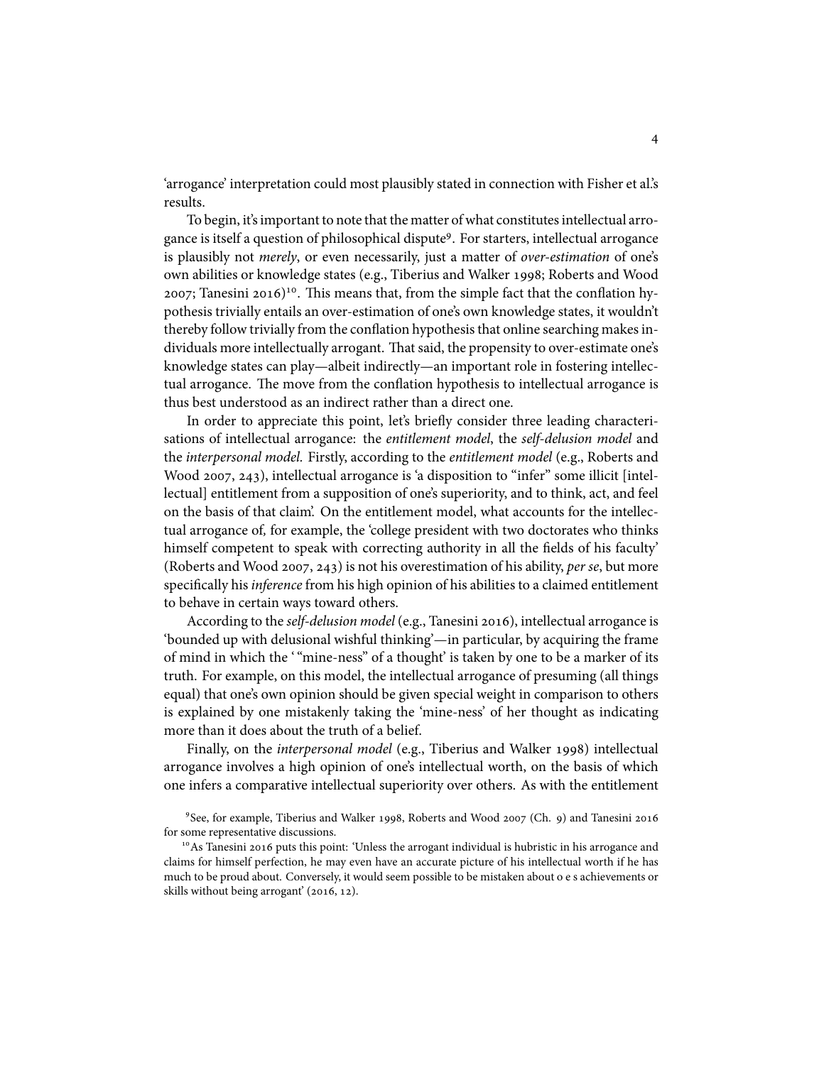'arrogance' interpretation could most plausibly stated in connection with Fisher et al.'s results.

To begin, it's important to note that the matter of what constitutes intellectual arrogance is itself a question of philosophical dispute[9]. For starters, intellectual arrogance is plausibly not *merely*, or even necessarily, just a matter of *over-estimation* of one's own abilities or knowledge states (e.g., Tiberius and Walker 1998; Roberts and Wood 2007; Tanesini 2016)[10]. This means that, from the simple fact that the conflation hypothesis trivially entails an over-estimation of one's own knowledge states, it wouldn't thereby follow trivially from the conflation hypothesis that online searching makes individuals more intellectually arrogant. That said, the propensity to over-estimate one's knowledge states can play—albeit indirectly—an important role in fostering intellectual arrogance. The move from the conflation hypothesis to intellectual arrogance is thus best understood as an indirect rather than a direct one.

In order to appreciate this point, let's briefly consider three leading characterisations of intellectual arrogance: the *entitlement model*, the *self-delusion model* and the *interpersonal model*. Firstly, according to the *entitlement model* (e.g., Roberts and Wood 2007, 243), intellectual arrogance is 'a disposition to "infer" some illicit [intellectual] entitlement from a supposition of one's superiority, and to think, act, and feel on the basis of that claim'. On the entitlement model, what accounts for the intellectual arrogance of, for example, the 'college president with two doctorates who thinks himself competent to speak with correcting authority in all the fields of his faculty' (Roberts and Wood 2007, 243) is not his overestimation of his ability, *per se*, but more specifically his *inference* from his high opinion of his abilities to a claimed entitlement to behave in certain ways toward others.

According to the *self-delusion model* (e.g., Tanesini 2016), intellectual arrogance is 'bounded up with delusional wishful thinking'—in particular, by acquiring the frame of mind in which the '"mine-ness" of a thought' is taken by one to be a marker of its truth. For example, on this model, the intellectual arrogance of presuming (all things equal) that one's own opinion should be given special weight in comparison to others is explained by one mistakenly taking the 'mine-ness' of her thought as indicating more than it does about the truth of a belief.

Finally, on the *interpersonal model* (e.g., Tiberius and Walker 1998) intellectual arrogance involves a high opinion of one's intellectual worth, on the basis of which one infers a comparative intellectual superiority over others. As with the entitlement

[9]See, for example, Tiberius and Walker 1998, Roberts and Wood 2007 (Ch. 9) and Tanesini 2016 for some representative discussions.

[10]As Tanesini 2016 puts this point: 'Unless the arrogant individual is hubristic in his arrogance and claims for himself perfection, he may even have an accurate picture of his intellectual worth if he has much to be proud about. Conversely, it would seem possible to be mistaken about o e s achievements or skills without being arrogant' (2016, 12).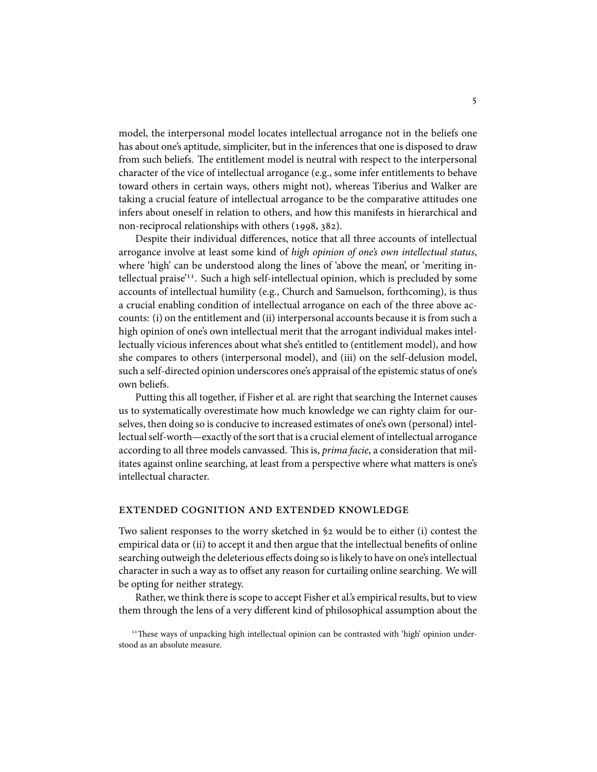model, the interpersonal model locates intellectual arrogance not in the beliefs one has about one's aptitude, simpliciter, but in the inferences that one is disposed to draw from such beliefs. The entitlement model is neutral with respect to the interpersonal character of the vice of intellectual arrogance (e.g., some infer entitlements to behave toward others in certain ways, others might not), whereas Tiberius and Walker are taking a crucial feature of intellectual arrogance to be the comparative attitudes one infers about oneself in relation to others, and how this manifests in hierarchical and non-reciprocal relationships with others (1998, 382).

Despite their individual differences, notice that all three accounts of intellectual arrogance involve at least some kind of *high opinion of one's own intellectual status*, where 'high' can be understood along the lines of 'above the mean', or 'meriting intellectual praise'[11]. Such a high self-intellectual opinion, which is precluded by some accounts of intellectual humility (e.g., Church and Samuelson, forthcoming), is thus a crucial enabling condition of intellectual arrogance on each of the three above accounts: (i) on the entitlement and (ii) interpersonal accounts because it is from such a high opinion of one's own intellectual merit that the arrogant individual makes intellectually vicious inferences about what she's entitled to (entitlement model), and how she compares to others (interpersonal model), and (iii) on the self-delusion model, such a self-directed opinion underscores one's appraisal of the epistemic status of one's own beliefs.

Putting this all together, if Fisher et al. are right that searching the Internet causes us to systematically overestimate how much knowledge we can righty claim for ourselves, then doing so is conducive to increased estimates of one's own (personal) intellectual self-worth—exactly of the sort that is a crucial element of intellectual arrogance according to all three models canvassed. This is, *prima facie*, a consideration that militates against online searching, at least from a perspective where what matters is one's intellectual character.

## Extended Cognition and Extended Knowledge

Two salient responses to the worry sketched in §2 would be to either (i) contest the empirical data or (ii) to accept it and then argue that the intellectual benefits of online searching outweigh the deleterious effects doing so is likely to have on one's intellectual character in such a way as to offset any reason for curtailing online searching. We will be opting for neither strategy.

Rather, we think there is scope to accept Fisher et al.'s empirical results, but to view them through the lens of a very different kind of philosophical assumption about the

[11] These ways of unpacking high intellectual opinion can be contrasted with 'high' opinion understood as an absolute measure.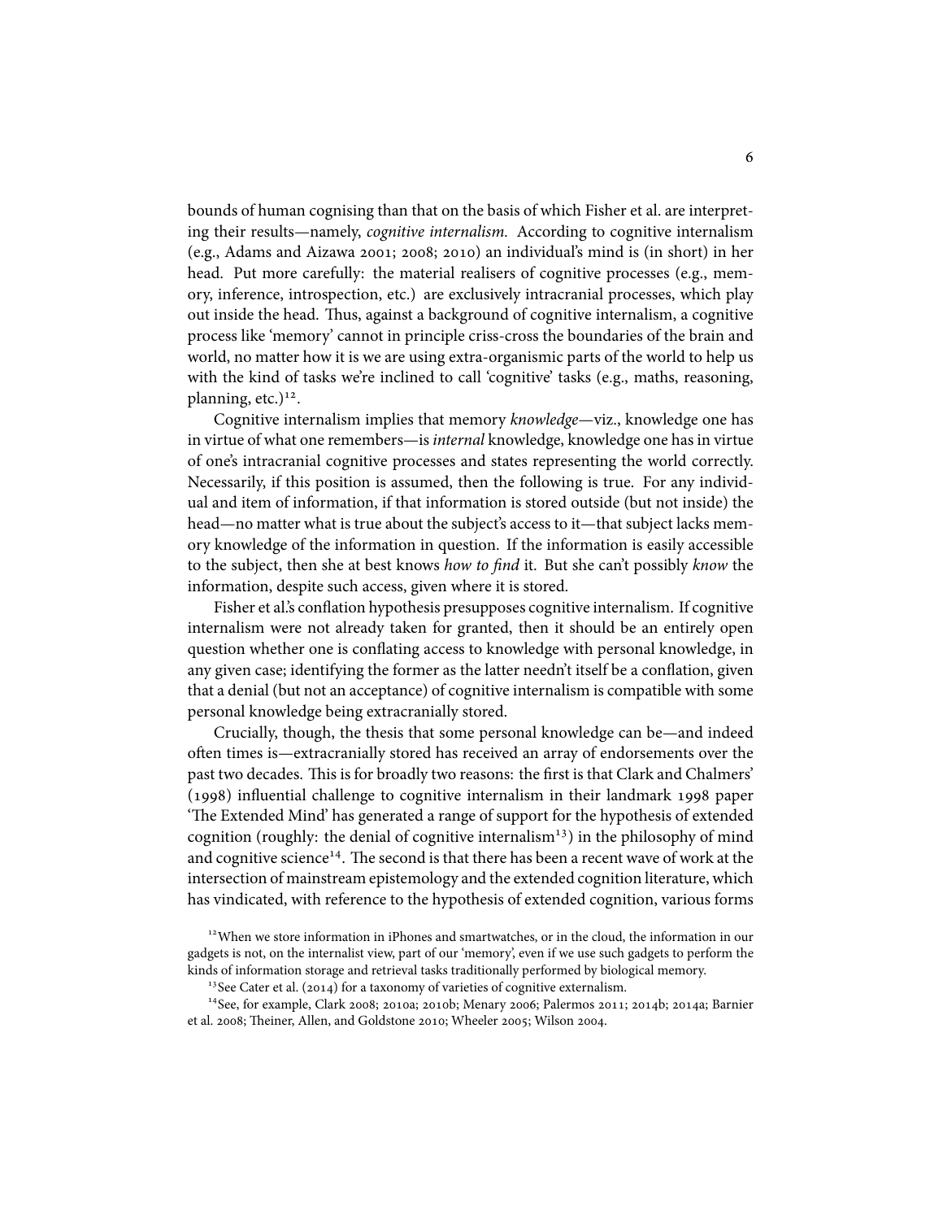bounds of human cognising than that on the basis of which Fisher et al. are interpreting their results—namely, *cognitive internalism.* According to cognitive internalism (e.g., Adams and Aizawa 2001; 2008; 2010) an individual's mind is (in short) in her head. Put more carefully: the material realisers of cognitive processes (e.g., memory, inference, introspection, etc.) are exclusively intracranial processes, which play out inside the head. Thus, against a background of cognitive internalism, a cognitive process like 'memory' cannot in principle criss-cross the boundaries of the brain and world, no matter how it is we are using extra-organismic parts of the world to help us with the kind of tasks we're inclined to call 'cognitive' tasks (e.g., maths, reasoning, planning, etc.)[12].

Cognitive internalism implies that memory *knowledge*—viz., knowledge one has in virtue of what one remembers—is *internal* knowledge, knowledge one has in virtue of one's intracranial cognitive processes and states representing the world correctly. Necessarily, if this position is assumed, then the following is true. For any individual and item of information, if that information is stored outside (but not inside) the head—no matter what is true about the subject's access to it—that subject lacks memory knowledge of the information in question. If the information is easily accessible to the subject, then she at best knows *how to find* it. But she can't possibly *know* the information, despite such access, given where it is stored.

Fisher et al.'s conflation hypothesis presupposes cognitive internalism. If cognitive internalism were not already taken for granted, then it should be an entirely open question whether one is conflating access to knowledge with personal knowledge, in any given case; identifying the former as the latter needn't itself be a conflation, given that a denial (but not an acceptance) of cognitive internalism is compatible with some personal knowledge being extracranially stored.

Crucially, though, the thesis that some personal knowledge can be—and indeed often times is—extracranially stored has received an array of endorsements over the past two decades. This is for broadly two reasons: the first is that Clark and Chalmers' (1998) influential challenge to cognitive internalism in their landmark 1998 paper 'The Extended Mind' has generated a range of support for the hypothesis of extended cognition (roughly: the denial of cognitive internalism[13]) in the philosophy of mind and cognitive science[14]. The second is that there has been a recent wave of work at the intersection of mainstream epistemology and the extended cognition literature, which has vindicated, with reference to the hypothesis of extended cognition, various forms

[12] When we store information in iPhones and smartwatches, or in the cloud, the information in our gadgets is not, on the internalist view, part of our 'memory', even if we use such gadgets to perform the kinds of information storage and retrieval tasks traditionally performed by biological memory.

[13] See Cater et al. (2014) for a taxonomy of varieties of cognitive externalism.

[14] See, for example, Clark 2008; 2010a; 2010b; Menary 2006; Palermos 2011; 2014b; 2014a; Barnier et al. 2008; Theiner, Allen, and Goldstone 2010; Wheeler 2005; Wilson 2004.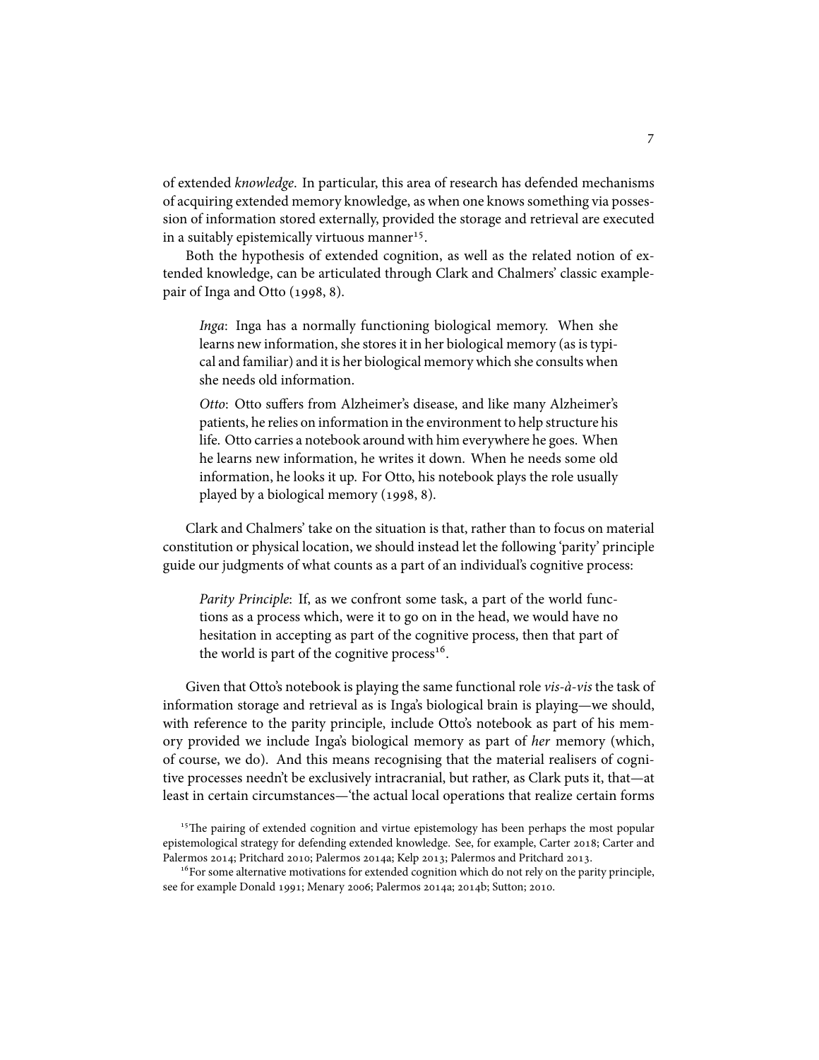of extended *knowledge*. In particular, this area of research has defended mechanisms of acquiring extended memory knowledge, as when one knows something via possession of information stored externally, provided the storage and retrieval are executed in a suitably epistemically virtuous manner[15].

Both the hypothesis of extended cognition, as well as the related notion of extended knowledge, can be articulated through Clark and Chalmers' classic example-pair of Inga and Otto (1998, 8).

> *Inga*: Inga has a normally functioning biological memory. When she learns new information, she stores it in her biological memory (as is typical and familiar) and it is her biological memory which she consults when she needs old information.
>
> *Otto*: Otto suffers from Alzheimer's disease, and like many Alzheimer's patients, he relies on information in the environment to help structure his life. Otto carries a notebook around with him everywhere he goes. When he learns new information, he writes it down. When he needs some old information, he looks it up. For Otto, his notebook plays the role usually played by a biological memory (1998, 8).

Clark and Chalmers' take on the situation is that, rather than to focus on material constitution or physical location, we should instead let the following 'parity' principle guide our judgments of what counts as a part of an individual's cognitive process:

> *Parity Principle*: If, as we confront some task, a part of the world functions as a process which, were it to go on in the head, we would have no hesitation in accepting as part of the cognitive process, then that part of the world is part of the cognitive process[16].

Given that Otto's notebook is playing the same functional role *vis-à-vis* the task of information storage and retrieval as is Inga's biological brain is playing—we should, with reference to the parity principle, include Otto's notebook as part of his memory provided we include Inga's biological memory as part of *her* memory (which, of course, we do). And this means recognising that the material realisers of cognitive processes needn't be exclusively intracranial, but rather, as Clark puts it, that—at least in certain circumstances—'the actual local operations that realize certain forms

[15] The pairing of extended cognition and virtue epistemology has been perhaps the most popular epistemological strategy for defending extended knowledge. See, for example, Carter 2018; Carter and Palermos 2014; Pritchard 2010; Palermos 2014a; Kelp 2013; Palermos and Pritchard 2013.

[16] For some alternative motivations for extended cognition which do not rely on the parity principle, see for example Donald 1991; Menary 2006; Palermos 2014a; 2014b; Sutton; 2010.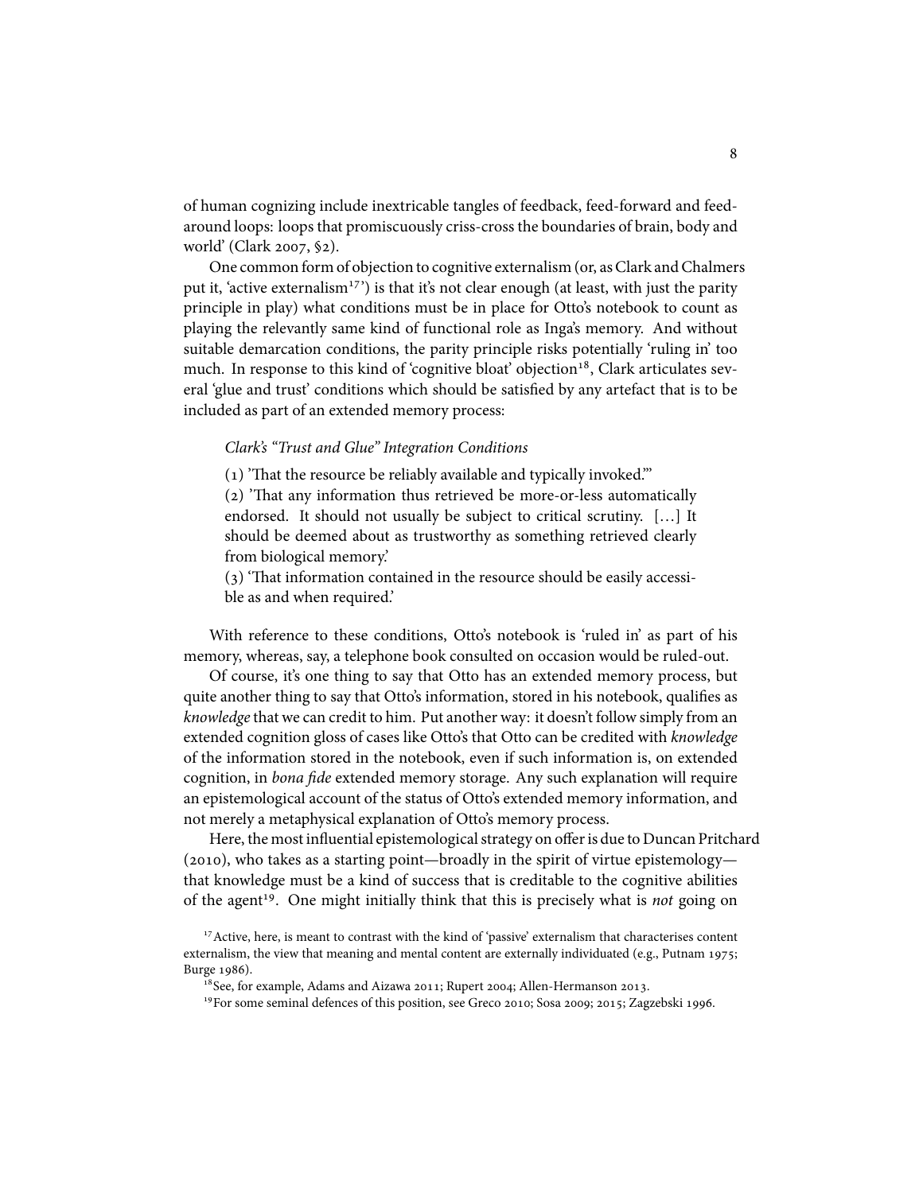of human cognizing include inextricable tangles of feedback, feed-forward and feed-around loops: loops that promiscuously criss-cross the boundaries of brain, body and world' (Clark 2007, §2).

One common form of objection to cognitive externalism (or, as Clark and Chalmers put it, 'active externalism[17]') is that it's not clear enough (at least, with just the parity principle in play) what conditions must be in place for Otto's notebook to count as playing the relevantly same kind of functional role as Inga's memory. And without suitable demarcation conditions, the parity principle risks potentially 'ruling in' too much. In response to this kind of 'cognitive bloat' objection[18], Clark articulates several 'glue and trust' conditions which should be satisfied by any artefact that is to be included as part of an extended memory process:

> *Clark's "Trust and Glue" Integration Conditions*
>
> (1) 'That the resource be reliably available and typically invoked.'"
>
> (2) 'That any information thus retrieved be more-or-less automatically endorsed. It should not usually be subject to critical scrutiny. [...] It should be deemed about as trustworthy as something retrieved clearly from biological memory.'
>
> (3) 'That information contained in the resource should be easily accessible as and when required.'

With reference to these conditions, Otto's notebook is 'ruled in' as part of his memory, whereas, say, a telephone book consulted on occasion would be ruled-out.

Of course, it's one thing to say that Otto has an extended memory process, but quite another thing to say that Otto's information, stored in his notebook, qualifies as *knowledge* that we can credit to him. Put another way: it doesn't follow simply from an extended cognition gloss of cases like Otto's that Otto can be credited with *knowledge* of the information stored in the notebook, even if such information is, on extended cognition, in *bona fide* extended memory storage. Any such explanation will require an epistemological account of the status of Otto's extended memory information, and not merely a metaphysical explanation of Otto's memory process.

Here, the most influential epistemological strategy on offer is due to Duncan Pritchard (2010), who takes as a starting point—broadly in the spirit of virtue epistemology—that knowledge must be a kind of success that is creditable to the cognitive abilities of the agent[19]. One might initially think that this is precisely what is *not* going on

[17] Active, here, is meant to contrast with the kind of 'passive' externalism that characterises content externalism, the view that meaning and mental content are externally individuated (e.g., Putnam 1975; Burge 1986).

[18] See, for example, Adams and Aizawa 2011; Rupert 2004; Allen-Hermanson 2013.

[19] For some seminal defences of this position, see Greco 2010; Sosa 2009; 2015; Zagzebski 1996.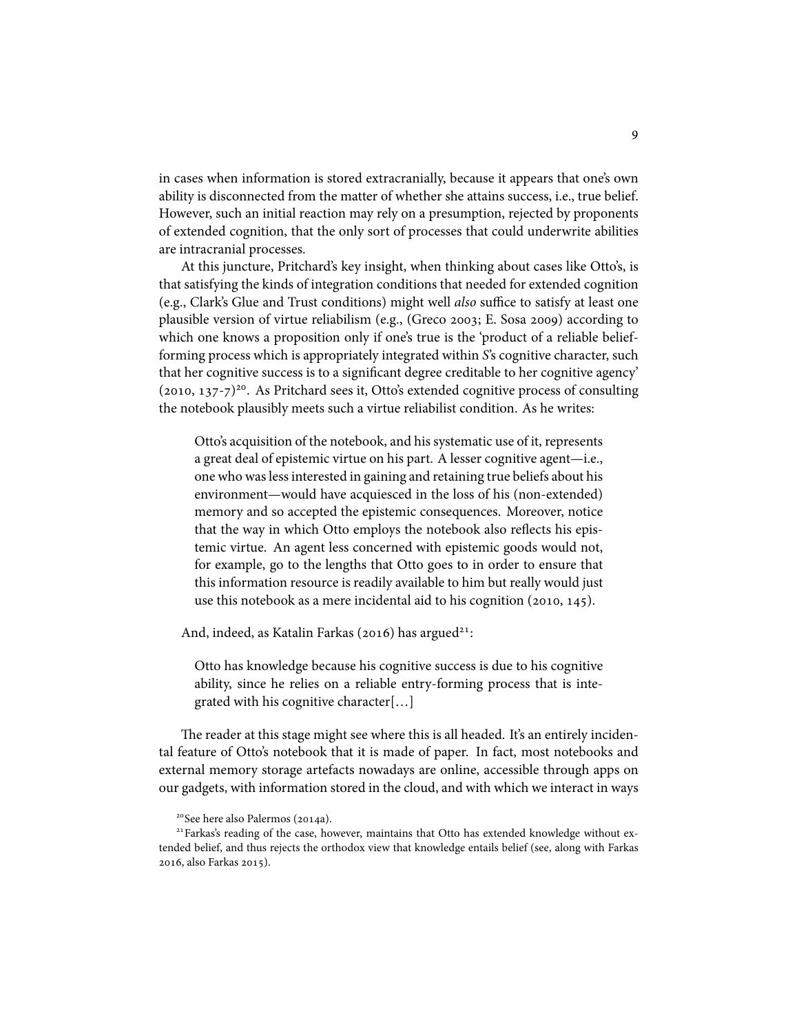in cases when information is stored extracranially, because it appears that one's own ability is disconnected from the matter of whether she attains success, i.e., true belief. However, such an initial reaction may rely on a presumption, rejected by proponents of extended cognition, that the only sort of processes that could underwrite abilities are intracranial processes.

At this juncture, Pritchard's key insight, when thinking about cases like Otto's, is that satisfying the kinds of integration conditions that needed for extended cognition (e.g., Clark's Glue and Trust conditions) might well *also* suffice to satisfy at least one plausible version of virtue reliabilism (e.g., (Greco 2003; E. Sosa 2009) according to which one knows a proposition only if one's true is the 'product of a reliable belief-forming process which is appropriately integrated within *S*'s cognitive character, such that her cognitive success is to a significant degree creditable to her cognitive agency' (2010, 137-7)[20]. As Pritchard sees it, Otto's extended cognitive process of consulting the notebook plausibly meets such a virtue reliabilist condition. As he writes:

> Otto's acquisition of the notebook, and his systematic use of it, represents a great deal of epistemic virtue on his part. A lesser cognitive agent—i.e., one who was less interested in gaining and retaining true beliefs about his environment—would have acquiesced in the loss of his (non-extended) memory and so accepted the epistemic consequences. Moreover, notice that the way in which Otto employs the notebook also reflects his epistemic virtue. An agent less concerned with epistemic goods would not, for example, go to the lengths that Otto goes to in order to ensure that this information resource is readily available to him but really would just use this notebook as a mere incidental aid to his cognition (2010, 145).

And, indeed, as Katalin Farkas (2016) has argued[21]:

> Otto has knowledge because his cognitive success is due to his cognitive ability, since he relies on a reliable entry-forming process that is integrated with his cognitive character[…]

The reader at this stage might see where this is all headed. It's an entirely incidental feature of Otto's notebook that it is made of paper. In fact, most notebooks and external memory storage artefacts nowadays are online, accessible through apps on our gadgets, with information stored in the cloud, and with which we interact in ways

[20] See here also Palermos (2014a).

[21] Farkas's reading of the case, however, maintains that Otto has extended knowledge without extended belief, and thus rejects the orthodox view that knowledge entails belief (see, along with Farkas 2016, also Farkas 2015).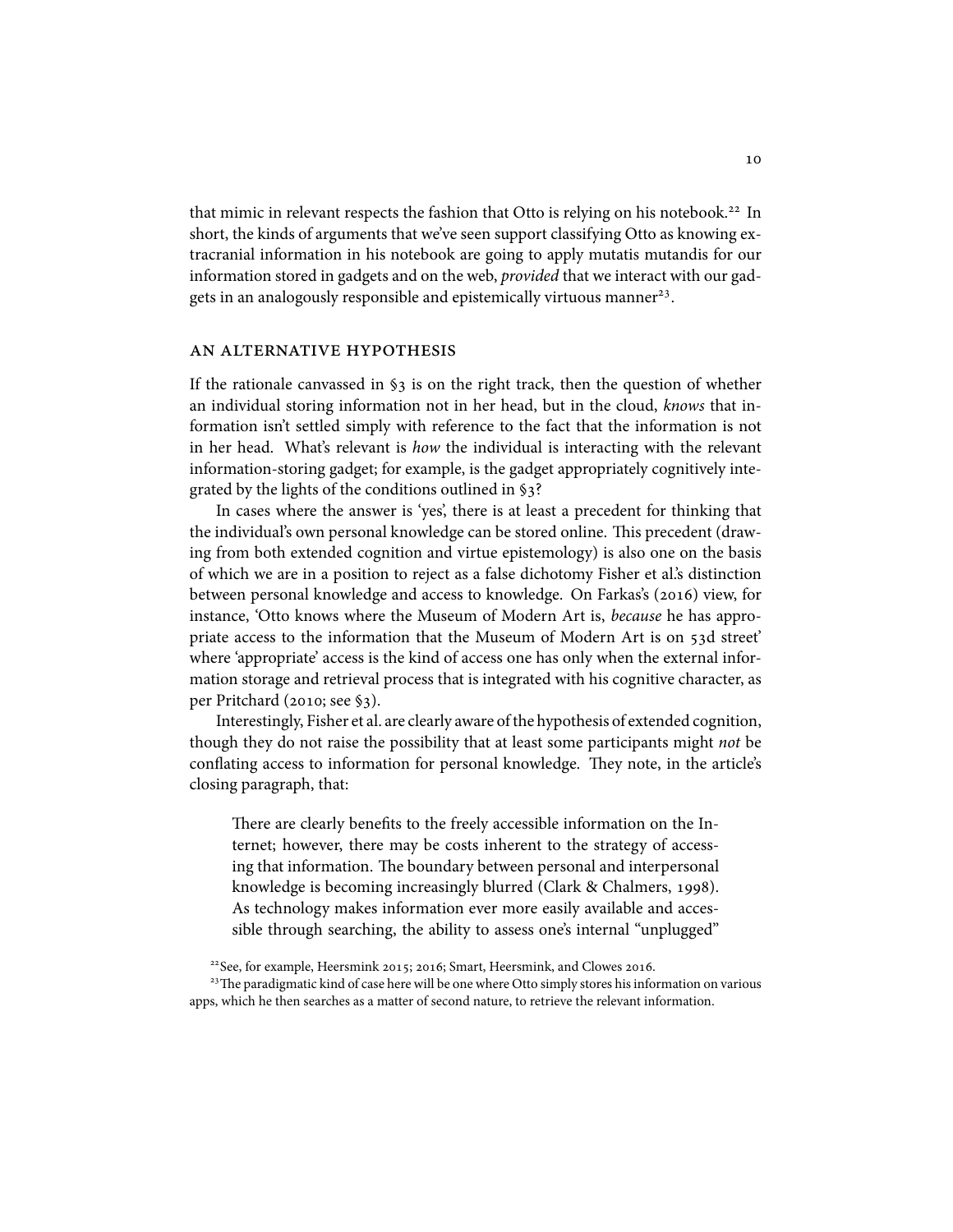that mimic in relevant respects the fashion that Otto is relying on his notebook.[22] In short, the kinds of arguments that we've seen support classifying Otto as knowing extracranial information in his notebook are going to apply mutatis mutandis for our information stored in gadgets and on the web, *provided* that we interact with our gadgets in an analogously responsible and epistemically virtuous manner[23].

## AN ALTERNATIVE HYPOTHESIS

If the rationale canvassed in §3 is on the right track, then the question of whether an individual storing information not in her head, but in the cloud, *knows* that information isn't settled simply with reference to the fact that the information is not in her head. What's relevant is *how* the individual is interacting with the relevant information-storing gadget; for example, is the gadget appropriately cognitively integrated by the lights of the conditions outlined in §3?

In cases where the answer is 'yes', there is at least a precedent for thinking that the individual's own personal knowledge can be stored online. This precedent (drawing from both extended cognition and virtue epistemology) is also one on the basis of which we are in a position to reject as a false dichotomy Fisher et al.'s distinction between personal knowledge and access to knowledge. On Farkas's (2016) view, for instance, 'Otto knows where the Museum of Modern Art is, *because* he has appropriate access to the information that the Museum of Modern Art is on 53d street' where 'appropriate' access is the kind of access one has only when the external information storage and retrieval process that is integrated with his cognitive character, as per Pritchard (2010; see §3).

Interestingly, Fisher et al. are clearly aware of the hypothesis of extended cognition, though they do not raise the possibility that at least some participants might *not* be conflating access to information for personal knowledge. They note, in the article's closing paragraph, that:

> There are clearly benefits to the freely accessible information on the Internet; however, there may be costs inherent to the strategy of accessing that information. The boundary between personal and interpersonal knowledge is becoming increasingly blurred (Clark & Chalmers, 1998). As technology makes information ever more easily available and accessible through searching, the ability to assess one's internal "unplugged"

[22] See, for example, Heersmink 2015; 2016; Smart, Heersmink, and Clowes 2016.

[23] The paradigmatic kind of case here will be one where Otto simply stores his information on various apps, which he then searches as a matter of second nature, to retrieve the relevant information.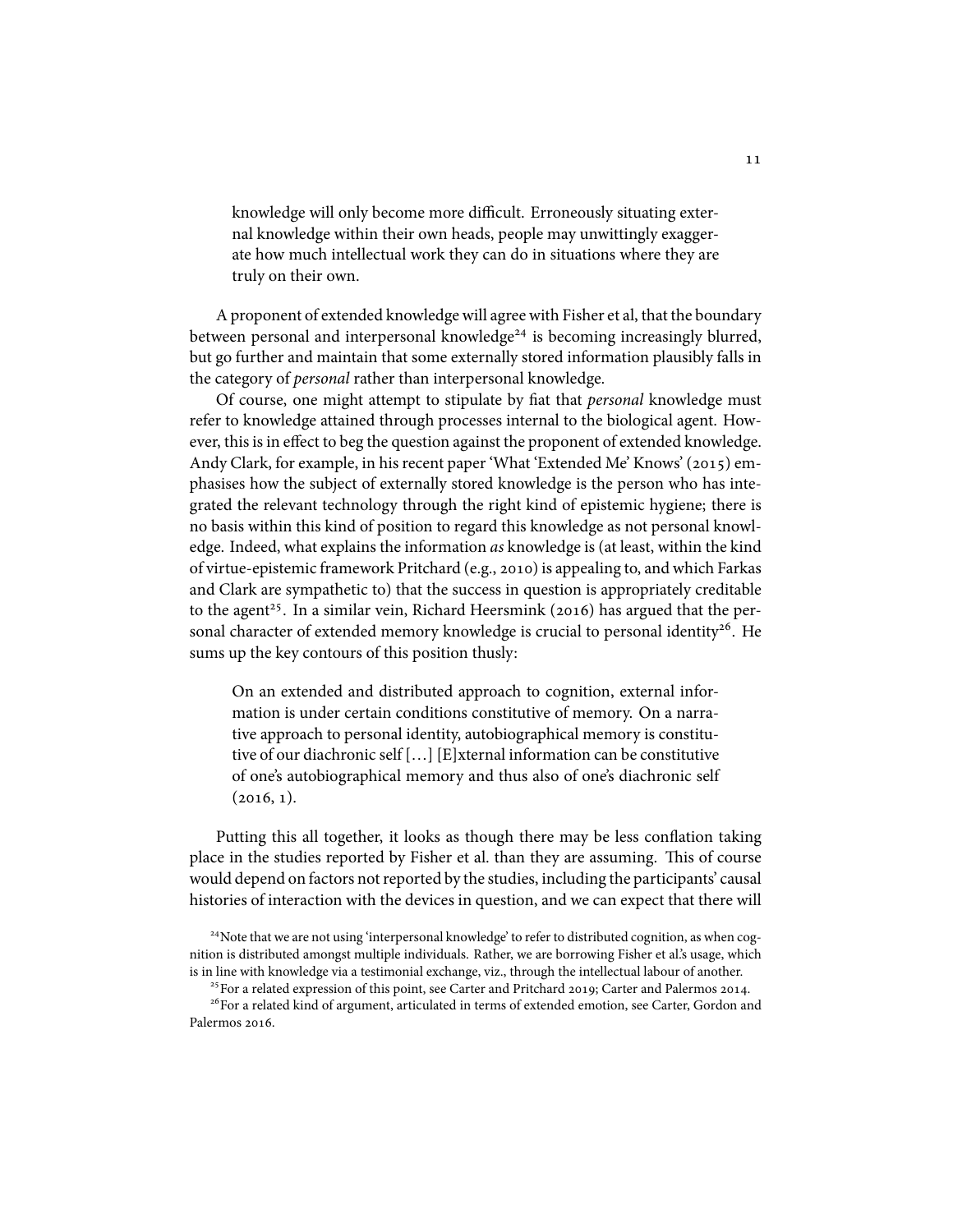> knowledge will only become more difficult. Erroneously situating external knowledge within their own heads, people may unwittingly exaggerate how much intellectual work they can do in situations where they are truly on their own.

A proponent of extended knowledge will agree with Fisher et al, that the boundary between personal and interpersonal knowledge[24] is becoming increasingly blurred, but go further and maintain that some externally stored information plausibly falls in the category of *personal* rather than interpersonal knowledge.

Of course, one might attempt to stipulate by fiat that *personal* knowledge must refer to knowledge attained through processes internal to the biological agent. However, this is in effect to beg the question against the proponent of extended knowledge. Andy Clark, for example, in his recent paper 'What 'Extended Me' Knows' (2015) emphasises how the subject of externally stored knowledge is the person who has integrated the relevant technology through the right kind of epistemic hygiene; there is no basis within this kind of position to regard this knowledge as not personal knowledge. Indeed, what explains the information *as* knowledge is (at least, within the kind of virtue-epistemic framework Pritchard (e.g., 2010) is appealing to, and which Farkas and Clark are sympathetic to) that the success in question is appropriately creditable to the agent[25]. In a similar vein, Richard Heersmink (2016) has argued that the personal character of extended memory knowledge is crucial to personal identity[26]. He sums up the key contours of this position thusly:

> On an extended and distributed approach to cognition, external information is under certain conditions constitutive of memory. On a narrative approach to personal identity, autobiographical memory is constitutive of our diachronic self […] [E]xternal information can be constitutive of one's autobiographical memory and thus also of one's diachronic self (2016, 1).

Putting this all together, it looks as though there may be less conflation taking place in the studies reported by Fisher et al. than they are assuming. This of course would depend on factors not reported by the studies, including the participants' causal histories of interaction with the devices in question, and we can expect that there will

[24] Note that we are not using 'interpersonal knowledge' to refer to distributed cognition, as when cognition is distributed amongst multiple individuals. Rather, we are borrowing Fisher et al.'s usage, which is in line with knowledge via a testimonial exchange, viz., through the intellectual labour of another.

[25] For a related expression of this point, see Carter and Pritchard 2019; Carter and Palermos 2014.

[26] For a related kind of argument, articulated in terms of extended emotion, see Carter, Gordon and Palermos 2016.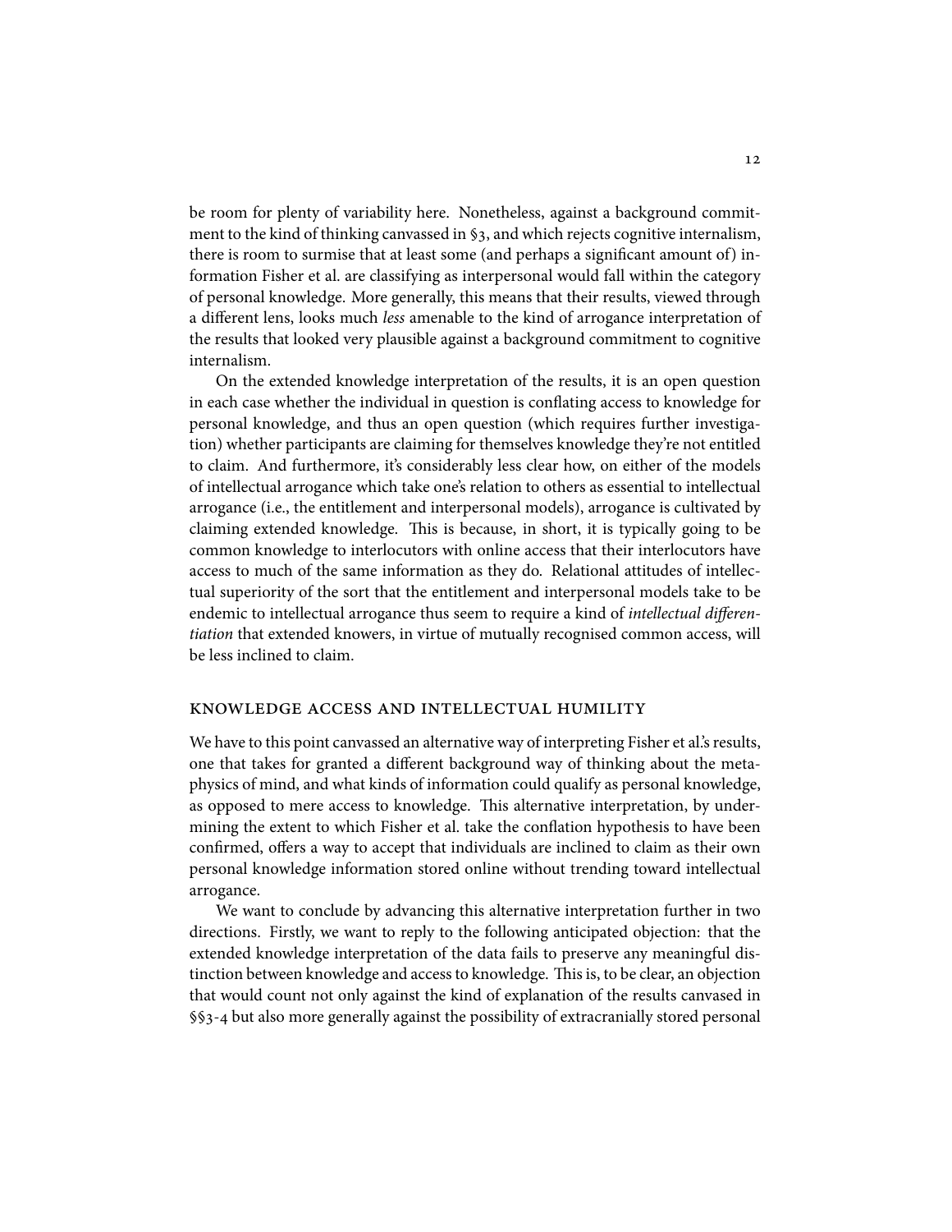be room for plenty of variability here. Nonetheless, against a background commitment to the kind of thinking canvassed in §3, and which rejects cognitive internalism, there is room to surmise that at least some (and perhaps a significant amount of) information Fisher et al. are classifying as interpersonal would fall within the category of personal knowledge. More generally, this means that their results, viewed through a different lens, looks much *less* amenable to the kind of arrogance interpretation of the results that looked very plausible against a background commitment to cognitive internalism.

On the extended knowledge interpretation of the results, it is an open question in each case whether the individual in question is conflating access to knowledge for personal knowledge, and thus an open question (which requires further investigation) whether participants are claiming for themselves knowledge they're not entitled to claim. And furthermore, it's considerably less clear how, on either of the models of intellectual arrogance which take one's relation to others as essential to intellectual arrogance (i.e., the entitlement and interpersonal models), arrogance is cultivated by claiming extended knowledge. This is because, in short, it is typically going to be common knowledge to interlocutors with online access that their interlocutors have access to much of the same information as they do. Relational attitudes of intellectual superiority of the sort that the entitlement and interpersonal models take to be endemic to intellectual arrogance thus seem to require a kind of *intellectual differentiation* that extended knowers, in virtue of mutually recognised common access, will be less inclined to claim.

## Knowledge Access and Intellectual Humility

We have to this point canvassed an alternative way of interpreting Fisher et al.'s results, one that takes for granted a different background way of thinking about the metaphysics of mind, and what kinds of information could qualify as personal knowledge, as opposed to mere access to knowledge. This alternative interpretation, by undermining the extent to which Fisher et al. take the conflation hypothesis to have been confirmed, offers a way to accept that individuals are inclined to claim as their own personal knowledge information stored online without trending toward intellectual arrogance.

We want to conclude by advancing this alternative interpretation further in two directions. Firstly, we want to reply to the following anticipated objection: that the extended knowledge interpretation of the data fails to preserve any meaningful distinction between knowledge and access to knowledge. This is, to be clear, an objection that would count not only against the kind of explanation of the results canvased in §§3-4 but also more generally against the possibility of extracranially stored personal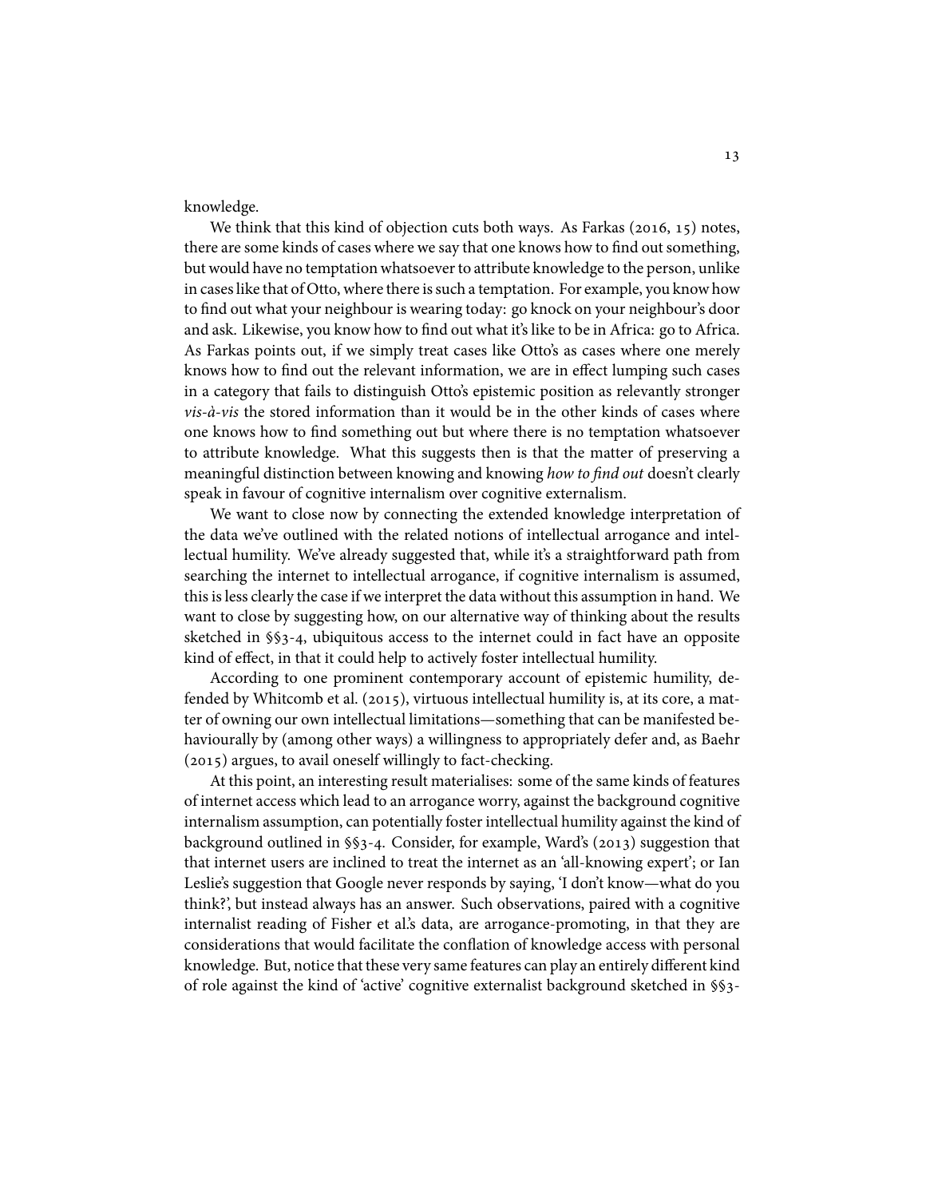knowledge.

We think that this kind of objection cuts both ways. As Farkas (2016, 15) notes, there are some kinds of cases where we say that one knows how to find out something, but would have no temptation whatsoever to attribute knowledge to the person, unlike in cases like that of Otto, where there is such a temptation. For example, you know how to find out what your neighbour is wearing today: go knock on your neighbour's door and ask. Likewise, you know how to find out what it's like to be in Africa: go to Africa. As Farkas points out, if we simply treat cases like Otto's as cases where one merely knows how to find out the relevant information, we are in effect lumping such cases in a category that fails to distinguish Otto's epistemic position as relevantly stronger *vis-à-vis* the stored information than it would be in the other kinds of cases where one knows how to find something out but where there is no temptation whatsoever to attribute knowledge. What this suggests then is that the matter of preserving a meaningful distinction between knowing and knowing *how to find out* doesn't clearly speak in favour of cognitive internalism over cognitive externalism.

We want to close now by connecting the extended knowledge interpretation of the data we've outlined with the related notions of intellectual arrogance and intellectual humility. We've already suggested that, while it's a straightforward path from searching the internet to intellectual arrogance, if cognitive internalism is assumed, this is less clearly the case if we interpret the data without this assumption in hand. We want to close by suggesting how, on our alternative way of thinking about the results sketched in §§3-4, ubiquitous access to the internet could in fact have an opposite kind of effect, in that it could help to actively foster intellectual humility.

According to one prominent contemporary account of epistemic humility, defended by Whitcomb et al. (2015), virtuous intellectual humility is, at its core, a matter of owning our own intellectual limitations—something that can be manifested behaviourally by (among other ways) a willingness to appropriately defer and, as Baehr (2015) argues, to avail oneself willingly to fact-checking.

At this point, an interesting result materialises: some of the same kinds of features of internet access which lead to an arrogance worry, against the background cognitive internalism assumption, can potentially foster intellectual humility against the kind of background outlined in §§3-4. Consider, for example, Ward's (2013) suggestion that that internet users are inclined to treat the internet as an 'all-knowing expert'; or Ian Leslie's suggestion that Google never responds by saying, 'I don't know—what do you think?', but instead always has an answer. Such observations, paired with a cognitive internalist reading of Fisher et al.'s data, are arrogance-promoting, in that they are considerations that would facilitate the conflation of knowledge access with personal knowledge. But, notice that these very same features can play an entirely different kind of role against the kind of 'active' cognitive externalist background sketched in §§3-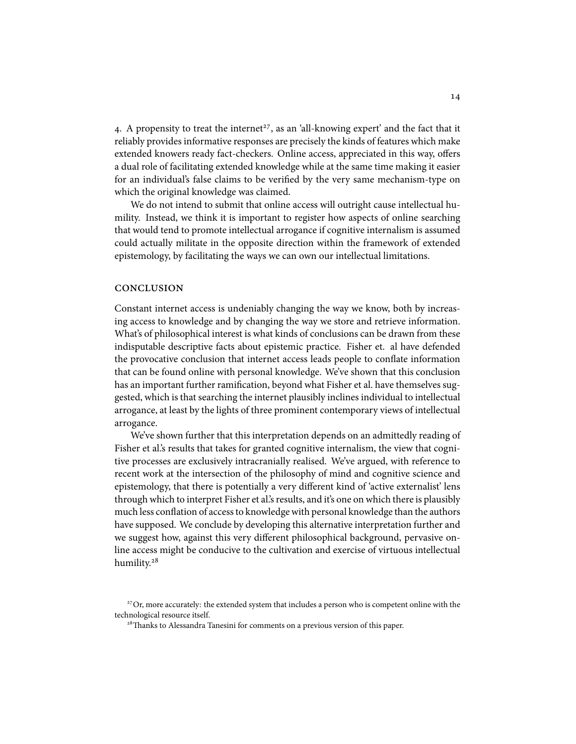4. A propensity to treat the internet[27], as an 'all-knowing expert' and the fact that it reliably provides informative responses are precisely the kinds of features which make extended knowers ready fact-checkers. Online access, appreciated in this way, offers a dual role of facilitating extended knowledge while at the same time making it easier for an individual's false claims to be verified by the very same mechanism-type on which the original knowledge was claimed.

We do not intend to submit that online access will outright cause intellectual humility. Instead, we think it is important to register how aspects of online searching that would tend to promote intellectual arrogance if cognitive internalism is assumed could actually militate in the opposite direction within the framework of extended epistemology, by facilitating the ways we can own our intellectual limitations.

## CONCLUSION

Constant internet access is undeniably changing the way we know, both by increasing access to knowledge and by changing the way we store and retrieve information. What's of philosophical interest is what kinds of conclusions can be drawn from these indisputable descriptive facts about epistemic practice. Fisher et. al have defended the provocative conclusion that internet access leads people to conflate information that can be found online with personal knowledge. We've shown that this conclusion has an important further ramification, beyond what Fisher et al. have themselves suggested, which is that searching the internet plausibly inclines individual to intellectual arrogance, at least by the lights of three prominent contemporary views of intellectual arrogance.

We've shown further that this interpretation depends on an admittedly reading of Fisher et al.'s results that takes for granted cognitive internalism, the view that cognitive processes are exclusively intracranially realised. We've argued, with reference to recent work at the intersection of the philosophy of mind and cognitive science and epistemology, that there is potentially a very different kind of 'active externalist' lens through which to interpret Fisher et al.'s results, and it's one on which there is plausibly much less conflation of access to knowledge with personal knowledge than the authors have supposed. We conclude by developing this alternative interpretation further and we suggest how, against this very different philosophical background, pervasive online access might be conducive to the cultivation and exercise of virtuous intellectual humility.[28]

[27] Or, more accurately: the extended system that includes a person who is competent online with the technological resource itself.

[28] Thanks to Alessandra Tanesini for comments on a previous version of this paper.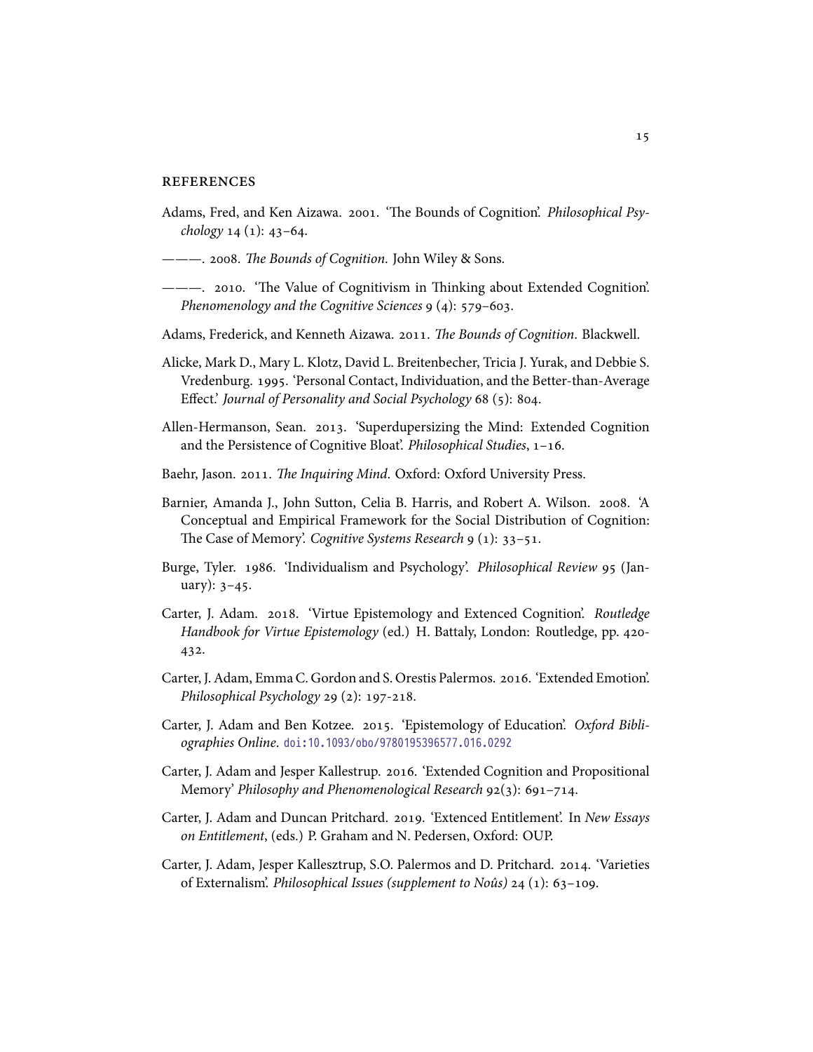## REFERENCES

Adams, Fred, and Ken Aizawa. 2001. 'The Bounds of Cognition'. *Philosophical Psychology* 14 (1): 43–64.

———. 2008. *The Bounds of Cognition*. John Wiley & Sons.

———. 2010. 'The Value of Cognitivism in Thinking about Extended Cognition'. *Phenomenology and the Cognitive Sciences* 9 (4): 579–603.

Adams, Frederick, and Kenneth Aizawa. 2011. *The Bounds of Cognition*. Blackwell.

Alicke, Mark D., Mary L. Klotz, David L. Breitenbecher, Tricia J. Yurak, and Debbie S. Vredenburg. 1995. 'Personal Contact, Individuation, and the Better-than-Average Effect.' *Journal of Personality and Social Psychology* 68 (5): 804.

Allen-Hermanson, Sean. 2013. 'Superdupersizing the Mind: Extended Cognition and the Persistence of Cognitive Bloat'. *Philosophical Studies*, 1–16.

Baehr, Jason. 2011. *The Inquiring Mind*. Oxford: Oxford University Press.

Barnier, Amanda J., John Sutton, Celia B. Harris, and Robert A. Wilson. 2008. 'A Conceptual and Empirical Framework for the Social Distribution of Cognition: The Case of Memory'. *Cognitive Systems Research* 9 (1): 33–51.

Burge, Tyler. 1986. 'Individualism and Psychology'. *Philosophical Review* 95 (January): 3–45.

Carter, J. Adam. 2018. 'Virtue Epistemology and Extenced Cognition'. *Routledge Handbook for Virtue Epistemology* (ed.) H. Battaly, London: Routledge, pp. 420-432.

Carter, J. Adam, Emma C. Gordon and S. Orestis Palermos. 2016. 'Extended Emotion'. *Philosophical Psychology* 29 (2): 197-218.

Carter, J. Adam and Ben Kotzee. 2015. 'Epistemology of Education'. *Oxford Bibliographies Online*. doi:10.1093/obo/9780195396577.016.0292

Carter, J. Adam and Jesper Kallestrup. 2016. 'Extended Cognition and Propositional Memory' *Philosophy and Phenomenological Research* 92(3): 691–714.

Carter, J. Adam and Duncan Pritchard. 2019. 'Extenced Entitlement'. In *New Essays on Entitlement*, (eds.) P. Graham and N. Pedersen, Oxford: OUP.

Carter, J. Adam, Jesper Kallesztrup, S.O. Palermos and D. Pritchard. 2014. 'Varieties of Externalism'. *Philosophical Issues (supplement to Noûs)* 24 (1): 63–109.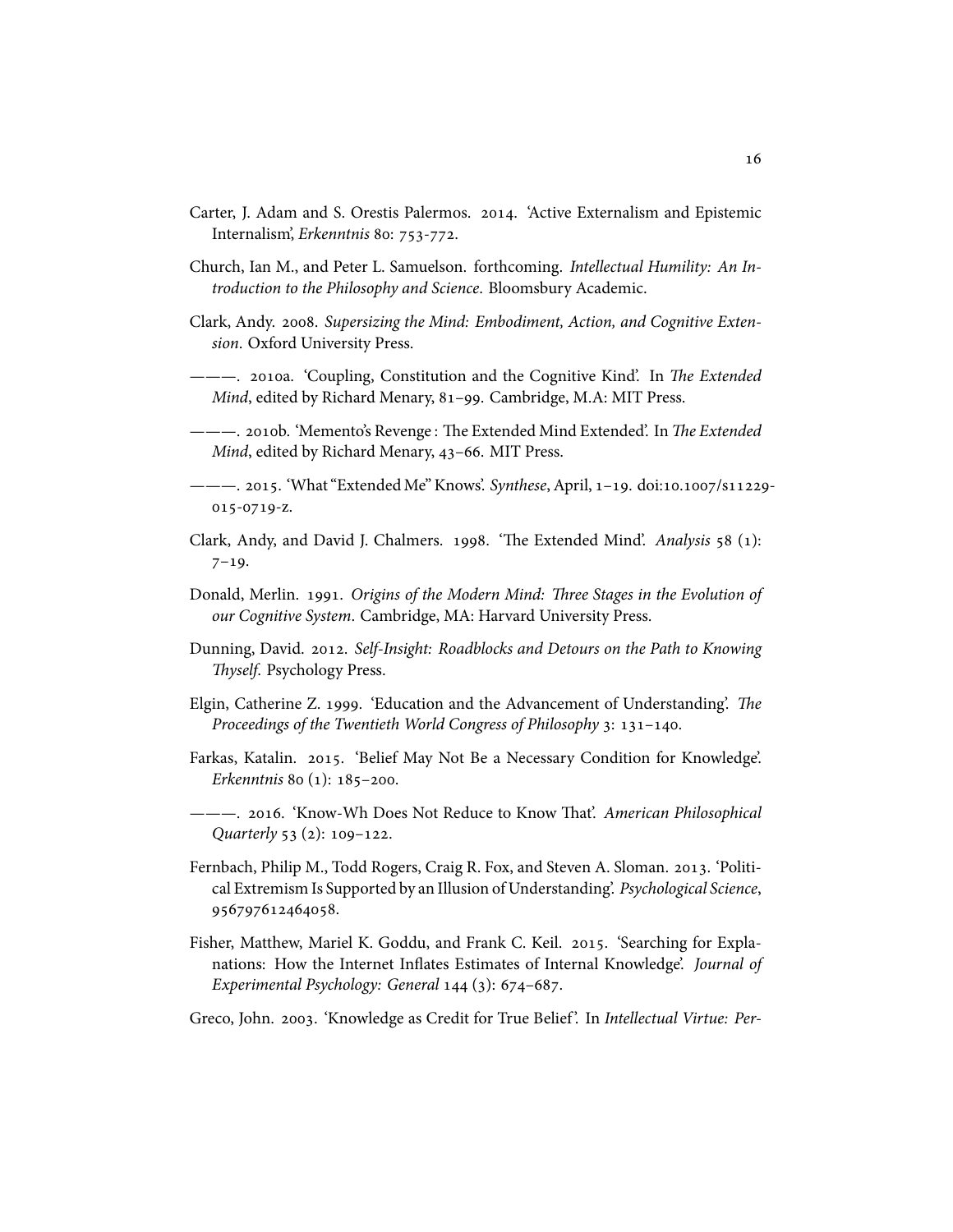Carter, J. Adam and S. Orestis Palermos. 2014. 'Active Externalism and Epistemic Internalism', *Erkenntnis* 80: 753-772.

Church, Ian M., and Peter L. Samuelson. forthcoming. *Intellectual Humility: An Introduction to the Philosophy and Science*. Bloomsbury Academic.

Clark, Andy. 2008. *Supersizing the Mind: Embodiment, Action, and Cognitive Extension*. Oxford University Press.

———. 2010a. 'Coupling, Constitution and the Cognitive Kind'. In *The Extended Mind*, edited by Richard Menary, 81–99. Cambridge, M.A: MIT Press.

———. 2010b. 'Memento's Revenge : The Extended Mind Extended'. In *The Extended Mind*, edited by Richard Menary, 43–66. MIT Press.

———. 2015. 'What "Extended Me" Knows'. *Synthese*, April, 1–19. doi:10.1007/s11229-015-0719-z.

Clark, Andy, and David J. Chalmers. 1998. 'The Extended Mind'. *Analysis* 58 (1): 7–19.

Donald, Merlin. 1991. *Origins of the Modern Mind: Three Stages in the Evolution of our Cognitive System*. Cambridge, MA: Harvard University Press.

Dunning, David. 2012. *Self-Insight: Roadblocks and Detours on the Path to Knowing Thyself*. Psychology Press.

Elgin, Catherine Z. 1999. 'Education and the Advancement of Understanding'. *The Proceedings of the Twentieth World Congress of Philosophy* 3: 131–140.

Farkas, Katalin. 2015. 'Belief May Not Be a Necessary Condition for Knowledge'. *Erkenntnis* 80 (1): 185–200.

———. 2016. 'Know-Wh Does Not Reduce to Know That'. *American Philosophical Quarterly* 53 (2): 109–122.

Fernbach, Philip M., Todd Rogers, Craig R. Fox, and Steven A. Sloman. 2013. 'Political Extremism Is Supported by an Illusion of Understanding'. *Psychological Science*, 956797612464058.

Fisher, Matthew, Mariel K. Goddu, and Frank C. Keil. 2015. 'Searching for Explanations: How the Internet Inflates Estimates of Internal Knowledge'. *Journal of Experimental Psychology: General* 144 (3): 674–687.

Greco, John. 2003. 'Knowledge as Credit for True Belief'. In *Intellectual Virtue: Per-*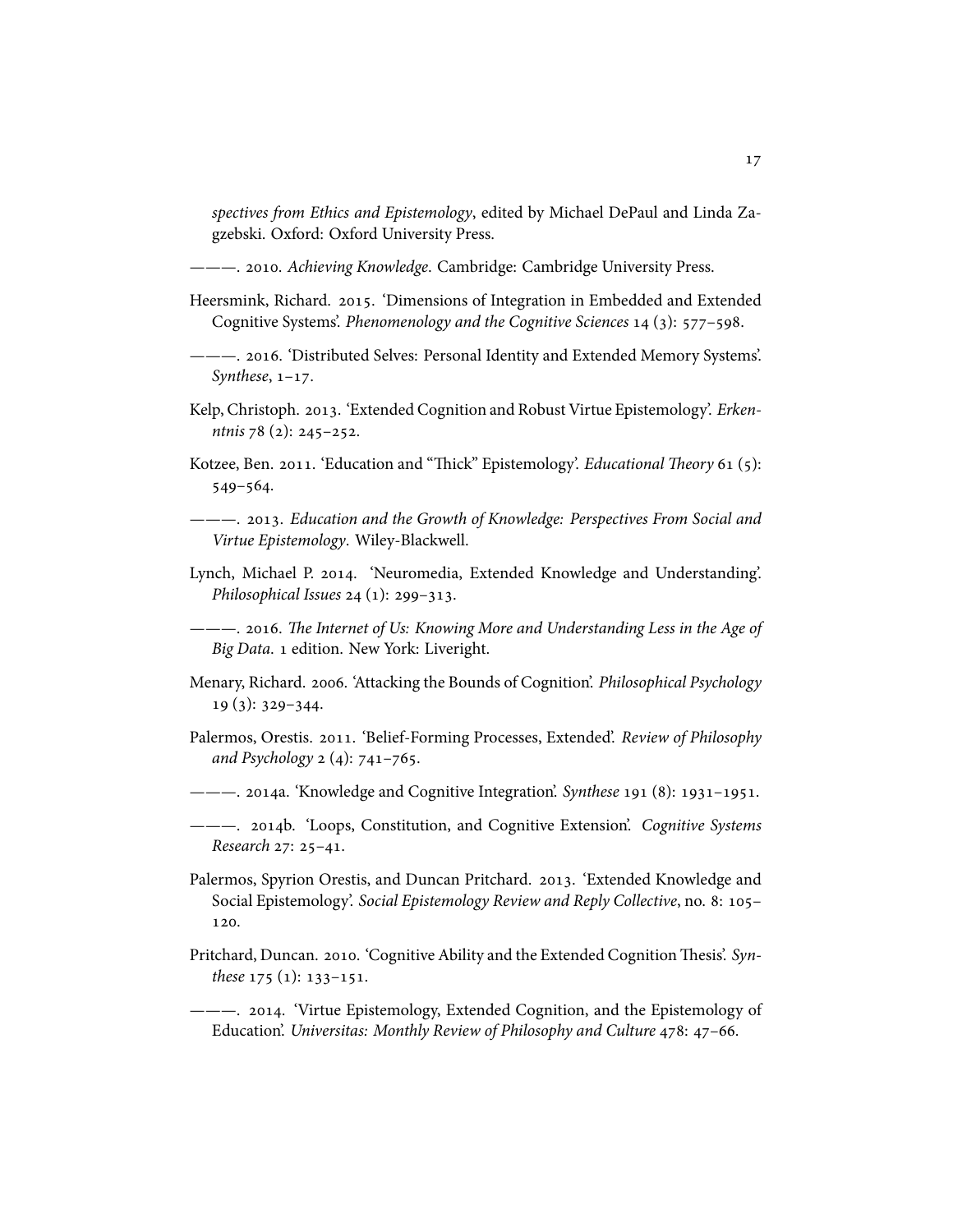*spectives from Ethics and Epistemology*, edited by Michael DePaul and Linda Zagzebski. Oxford: Oxford University Press.

———. 2010. *Achieving Knowledge*. Cambridge: Cambridge University Press.

Heersmink, Richard. 2015. 'Dimensions of Integration in Embedded and Extended Cognitive Systems'. *Phenomenology and the Cognitive Sciences* 14 (3): 577–598.

———. 2016. 'Distributed Selves: Personal Identity and Extended Memory Systems'. *Synthese*, 1–17.

Kelp, Christoph. 2013. 'Extended Cognition and Robust Virtue Epistemology'. *Erkenntnis* 78 (2): 245–252.

Kotzee, Ben. 2011. 'Education and "Thick" Epistemology'. *Educational Theory* 61 (5): 549–564.

———. 2013. *Education and the Growth of Knowledge: Perspectives From Social and Virtue Epistemology*. Wiley-Blackwell.

Lynch, Michael P. 2014. 'Neuromedia, Extended Knowledge and Understanding'. *Philosophical Issues* 24 (1): 299–313.

———. 2016. *The Internet of Us: Knowing More and Understanding Less in the Age of Big Data*. 1 edition. New York: Liveright.

Menary, Richard. 2006. 'Attacking the Bounds of Cognition'. *Philosophical Psychology* 19 (3): 329–344.

Palermos, Orestis. 2011. 'Belief-Forming Processes, Extended'. *Review of Philosophy and Psychology* 2 (4): 741–765.

———. 2014a. 'Knowledge and Cognitive Integration'. *Synthese* 191 (8): 1931–1951.

———. 2014b. 'Loops, Constitution, and Cognitive Extension'. *Cognitive Systems Research* 27: 25–41.

Palermos, Spyrion Orestis, and Duncan Pritchard. 2013. 'Extended Knowledge and Social Epistemology'. *Social Epistemology Review and Reply Collective*, no. 8: 105–120.

Pritchard, Duncan. 2010. 'Cognitive Ability and the Extended Cognition Thesis'. *Synthese* 175 (1): 133–151.

———. 2014. 'Virtue Epistemology, Extended Cognition, and the Epistemology of Education'. *Universitas: Monthly Review of Philosophy and Culture* 478: 47–66.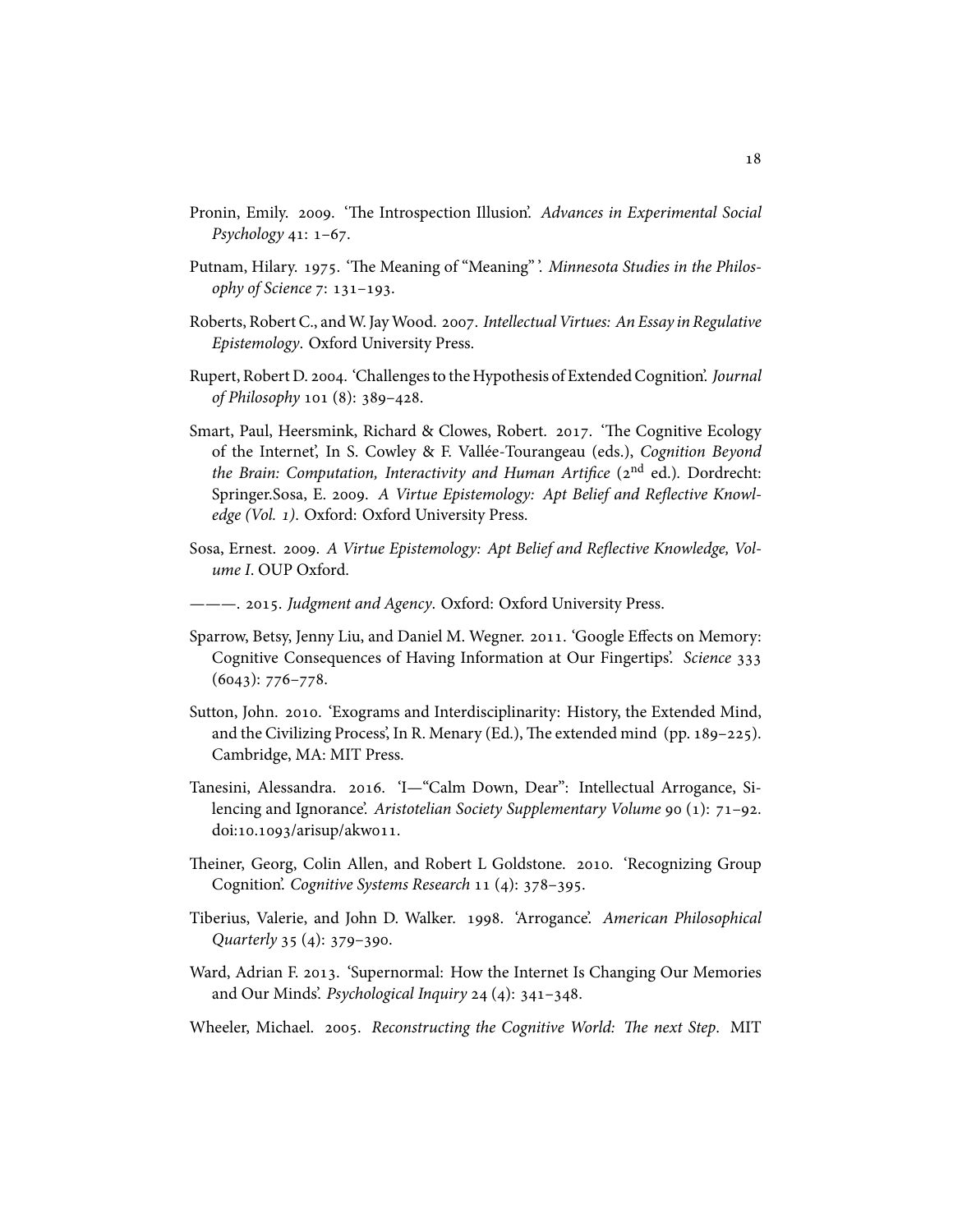Pronin, Emily. 2009. 'The Introspection Illusion'. *Advances in Experimental Social Psychology* 41: 1–67.

Putnam, Hilary. 1975. 'The Meaning of "Meaning" '. *Minnesota Studies in the Philosophy of Science* 7: 131–193.

Roberts, Robert C., and W. Jay Wood. 2007. *Intellectual Virtues: An Essay in Regulative Epistemology*. Oxford University Press.

Rupert, Robert D. 2004. 'Challenges to the Hypothesis of Extended Cognition'. *Journal of Philosophy* 101 (8): 389–428.

Smart, Paul, Heersmink, Richard & Clowes, Robert. 2017. 'The Cognitive Ecology of the Internet', In S. Cowley & F. Vallée-Tourangeau (eds.), *Cognition Beyond the Brain: Computation, Interactivity and Human Artifice* (2nd ed.). Dordrecht: Springer.Sosa, E. 2009. *A Virtue Epistemology: Apt Belief and Reflective Knowledge (Vol. 1)*. Oxford: Oxford University Press.

Sosa, Ernest. 2009. *A Virtue Epistemology: Apt Belief and Reflective Knowledge, Volume I*. OUP Oxford.

———. 2015. *Judgment and Agency*. Oxford: Oxford University Press.

Sparrow, Betsy, Jenny Liu, and Daniel M. Wegner. 2011. 'Google Effects on Memory: Cognitive Consequences of Having Information at Our Fingertips'. *Science* 333 (6043): 776–778.

Sutton, John. 2010. 'Exograms and Interdisciplinarity: History, the Extended Mind, and the Civilizing Process', In R. Menary (Ed.), The extended mind (pp. 189–225). Cambridge, MA: MIT Press.

Tanesini, Alessandra. 2016. 'I—"Calm Down, Dear": Intellectual Arrogance, Silencing and Ignorance'. *Aristotelian Society Supplementary Volume* 90 (1): 71–92. doi:10.1093/arisup/akw011.

Theiner, Georg, Colin Allen, and Robert L Goldstone. 2010. 'Recognizing Group Cognition'. *Cognitive Systems Research* 11 (4): 378–395.

Tiberius, Valerie, and John D. Walker. 1998. 'Arrogance'. *American Philosophical Quarterly* 35 (4): 379–390.

Ward, Adrian F. 2013. 'Supernormal: How the Internet Is Changing Our Memories and Our Minds'. *Psychological Inquiry* 24 (4): 341–348.

Wheeler, Michael. 2005. *Reconstructing the Cognitive World: The next Step*. MIT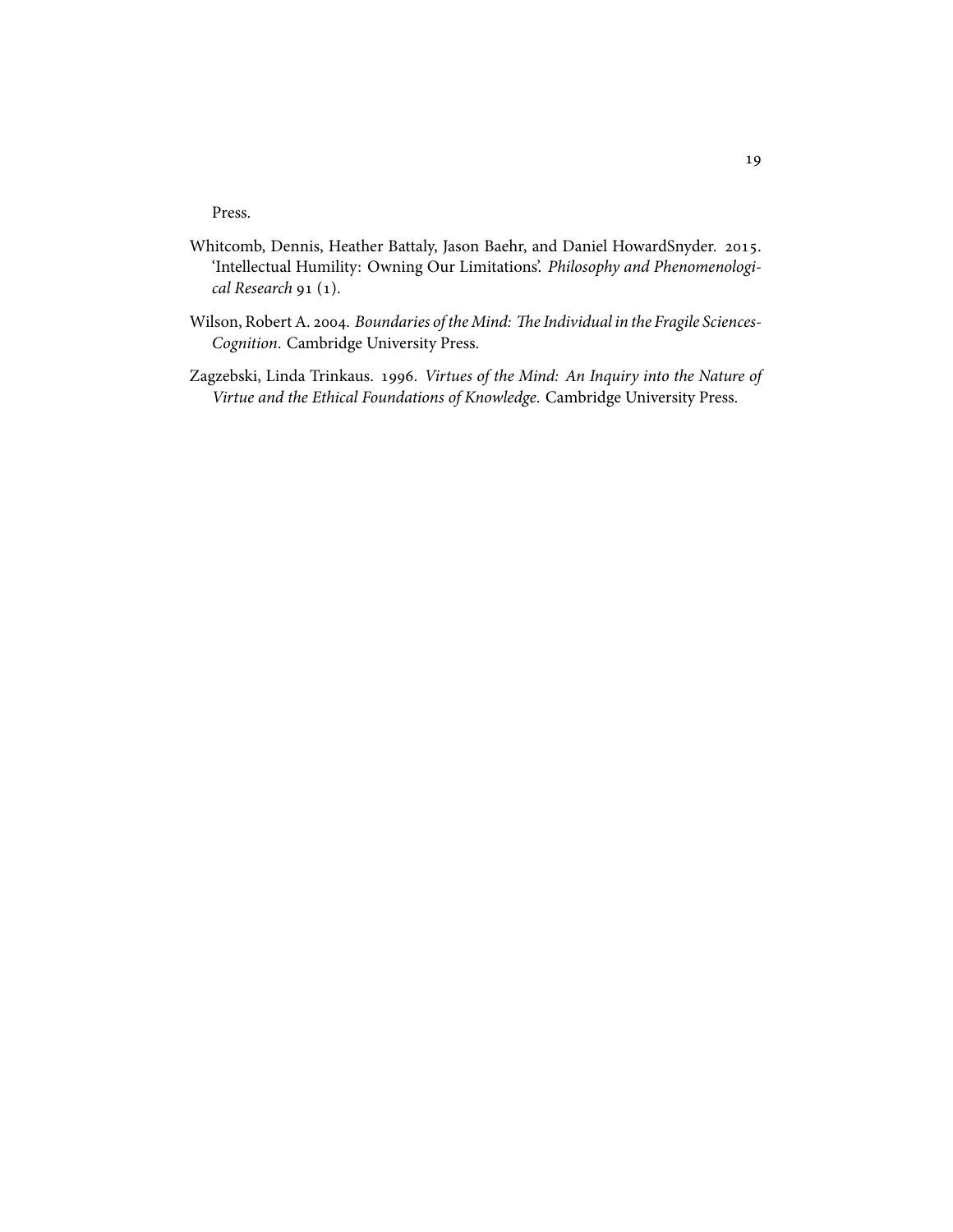Press.

Whitcomb, Dennis, Heather Battaly, Jason Baehr, and Daniel HowardSnyder. 2015. 'Intellectual Humility: Owning Our Limitations'. *Philosophy and Phenomenological Research* 91 (1).

Wilson, Robert A. 2004. *Boundaries of the Mind: The Individual in the Fragile Sciences-Cognition*. Cambridge University Press.

Zagzebski, Linda Trinkaus. 1996. *Virtues of the Mind: An Inquiry into the Nature of Virtue and the Ethical Foundations of Knowledge*. Cambridge University Press.